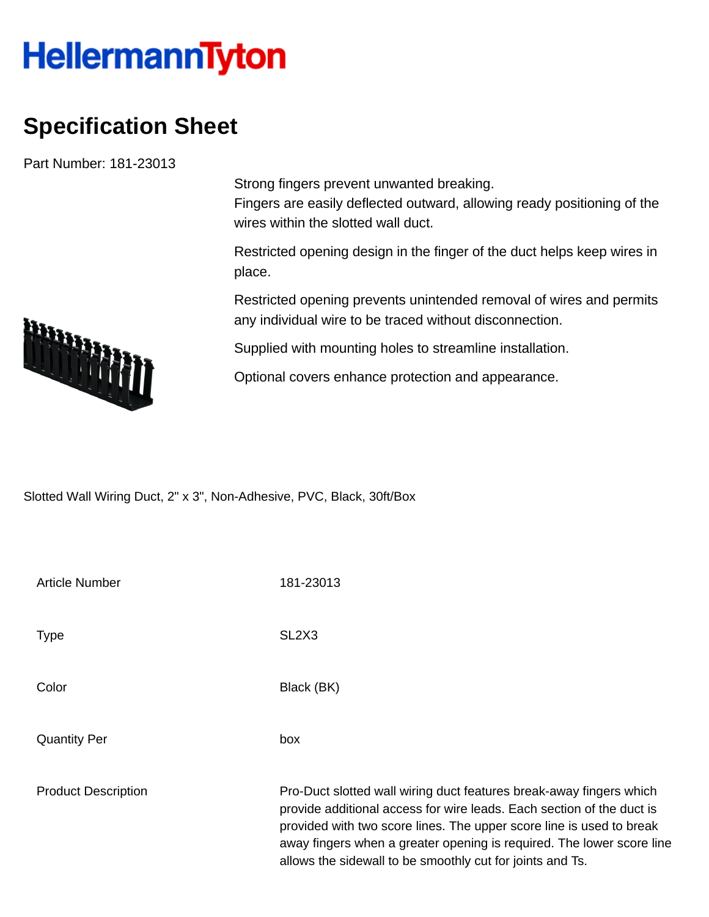HellermannTyton

# Specification Sheet

Part Number: 181-23013

Strong fingers prevent unwanted breaking.
Fingers are easily deflected outward, allowing ready positioning of the wires within the slotted wall duct.

Restricted opening design in the finger of the duct helps keep wires in place.

Restricted opening prevents unintended removal of wires and permits any individual wire to be traced without disconnection.

Supplied with mounting holes to streamline installation.

Optional covers enhance protection and appearance.

Slotted Wall Wiring Duct, 2" x 3", Non-Adhesive, PVC, Black, 30ft/Box

| | |
|---|---|
| Article Number | 181-23013 |
| Type | SL2X3 |
| Color | Black (BK) |
| Quantity Per | box |
| Product Description | Pro-Duct slotted wall wiring duct features break-away fingers which provide additional access for wire leads. Each section of the duct is provided with two score lines. The upper score line is used to break away fingers when a greater opening is required. The lower score line allows the sidewall to be smoothly cut for joints and Ts. |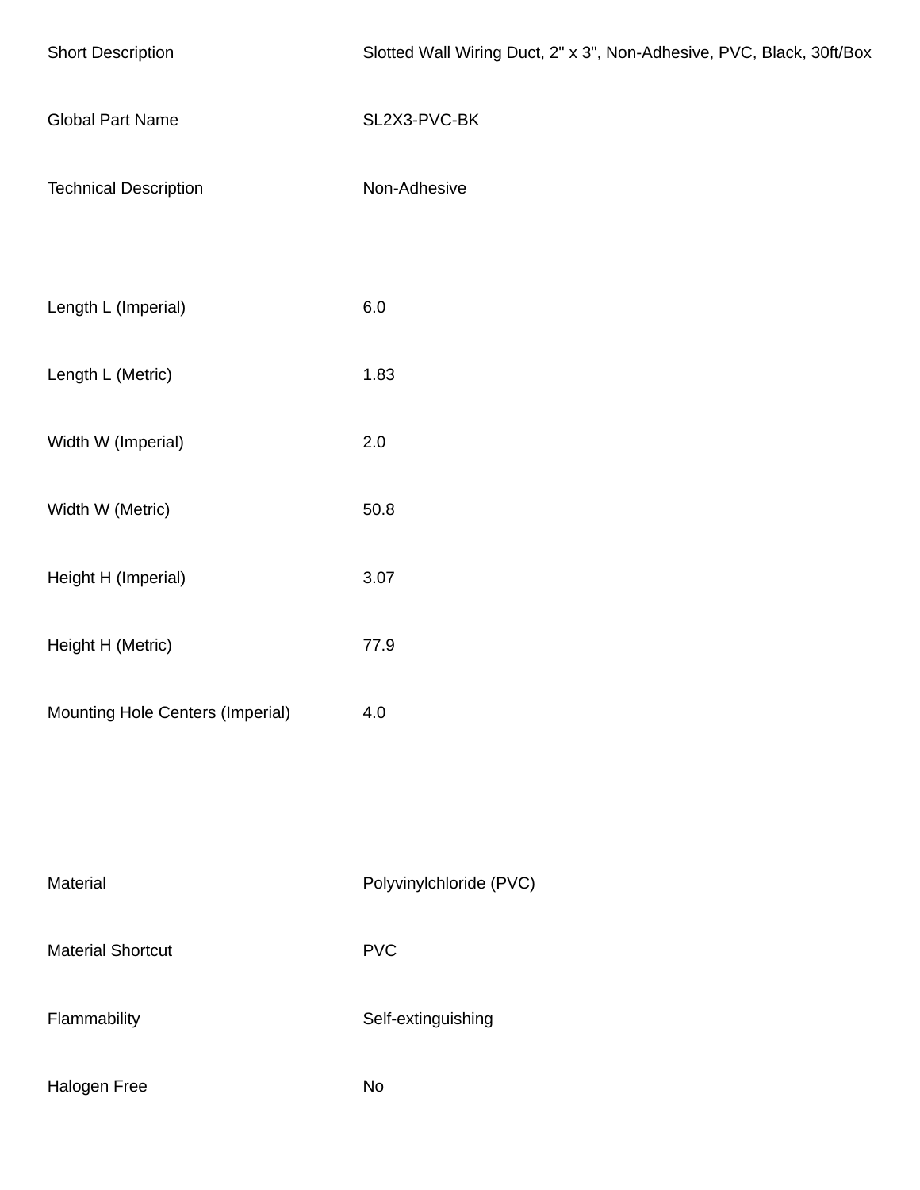| | |
|---|---|
| Short Description | Slotted Wall Wiring Duct, 2" x 3", Non-Adhesive, PVC, Black, 30ft/Box |
| Global Part Name | SL2X3-PVC-BK |
| Technical Description | Non-Adhesive |

| | |
|---|---|
| Length L (Imperial) | 6.0 |
| Length L (Metric) | 1.83 |
| Width W (Imperial) | 2.0 |
| Width W (Metric) | 50.8 |
| Height H (Imperial) | 3.07 |
| Height H (Metric) | 77.9 |
| Mounting Hole Centers (Imperial) | 4.0 |

| | |
|---|---|
| Material | Polyvinylchloride (PVC) |
| Material Shortcut | PVC |
| Flammability | Self-extinguishing |
| Halogen Free | No |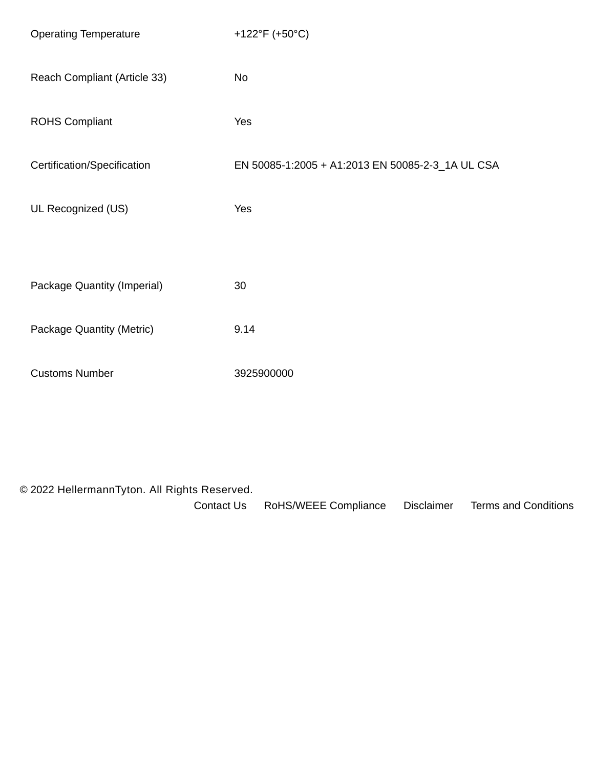| | |
|---|---|
| Operating Temperature | +122°F (+50°C) |
| Reach Compliant (Article 33) | No |
| ROHS Compliant | Yes |
| Certification/Specification | EN 50085-1:2005 + A1:2013 EN 50085-2-3_1A UL CSA |
| UL Recognized (US) | Yes |
| Package Quantity (Imperial) | 30 |
| Package Quantity (Metric) | 9.14 |
| Customs Number | 3925900000 |

© 2022 HellermannTyton. All Rights Reserved.

Contact Us RoHS/WEEE Compliance Disclaimer Terms and Conditions